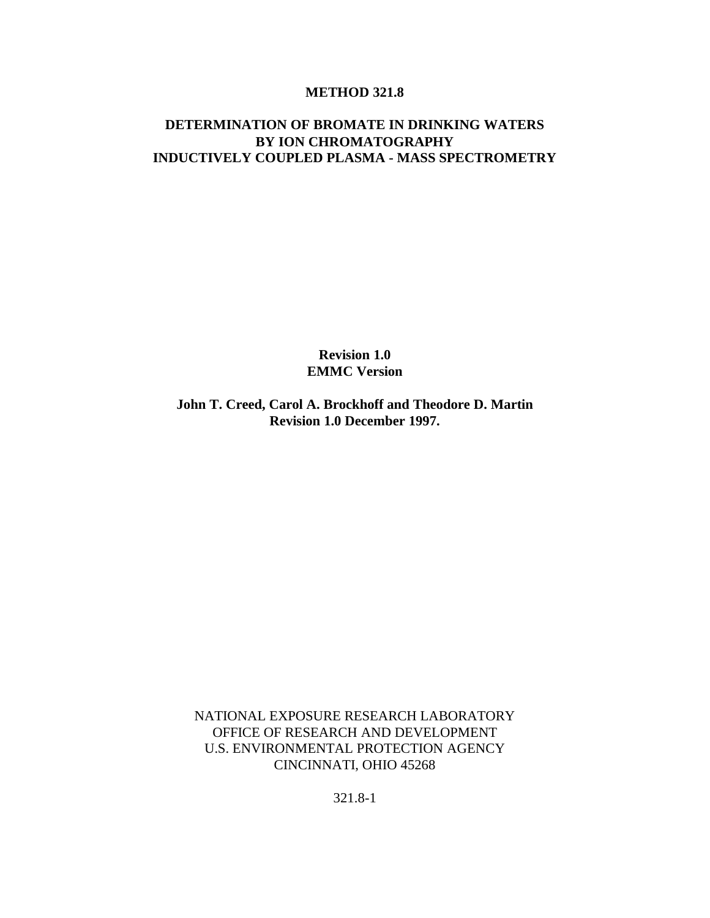# METHOD 321.8

## DETERMINATION OF BROMATE IN DRINKING WATERS BY ION CHROMATOGRAPHY INDUCTIVELY COUPLED PLASMA - MASS SPECTROMETRY

**Revision 1.0**
**EMMC Version**

**John T. Creed, Carol A. Brockhoff and Theodore D. Martin**
**Revision 1.0 December 1997.**

NATIONAL EXPOSURE RESEARCH LABORATORY
OFFICE OF RESEARCH AND DEVELOPMENT
U.S. ENVIRONMENTAL PROTECTION AGENCY
CINCINNATI, OHIO 45268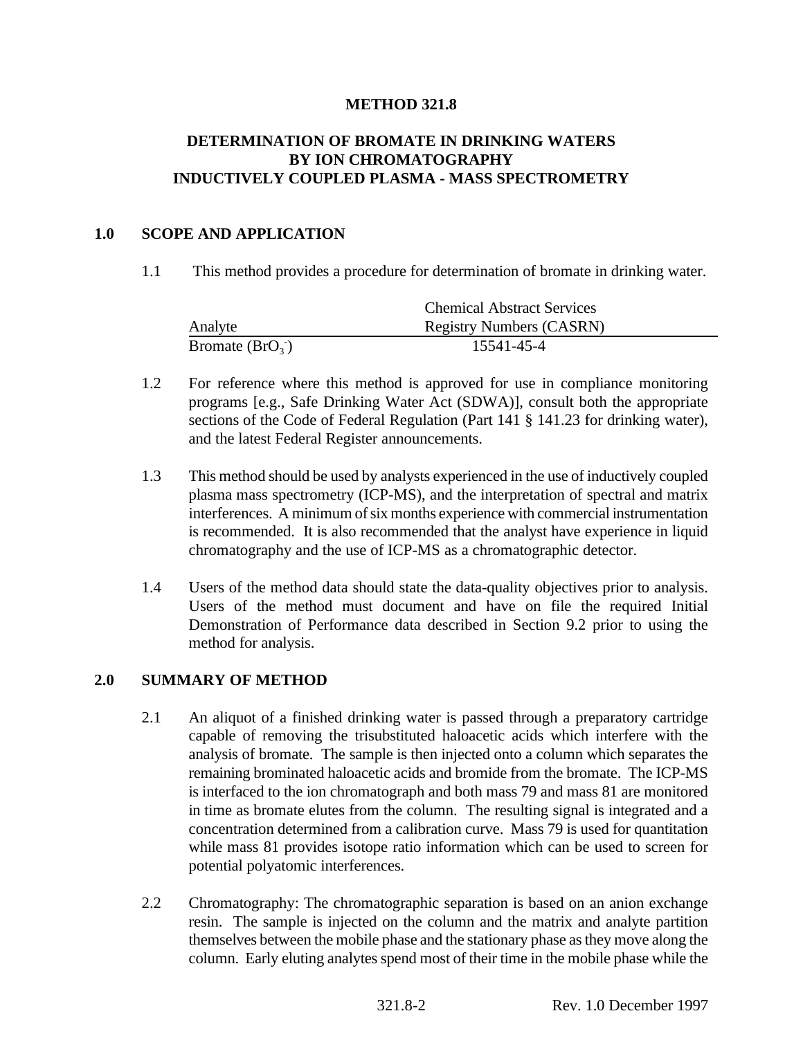**METHOD 321.8**

**DETERMINATION OF BROMATE IN DRINKING WATERS BY ION CHROMATOGRAPHY INDUCTIVELY COUPLED PLASMA - MASS SPECTROMETRY**

## 1.0 SCOPE AND APPLICATION

1.1 This method provides a procedure for determination of bromate in drinking water.

| Analyte | Chemical Abstract Services Registry Numbers (CASRN) |
|---|---|
| Bromate ($BrO_3^-$) | 15541-45-4 |

1.2 For reference where this method is approved for use in compliance monitoring programs [e.g., Safe Drinking Water Act (SDWA)], consult both the appropriate sections of the Code of Federal Regulation (Part 141 § 141.23 for drinking water), and the latest Federal Register announcements.

1.3 This method should be used by analysts experienced in the use of inductively coupled plasma mass spectrometry (ICP-MS), and the interpretation of spectral and matrix interferences. A minimum of six months experience with commercial instrumentation is recommended. It is also recommended that the analyst have experience in liquid chromatography and the use of ICP-MS as a chromatographic detector.

1.4 Users of the method data should state the data-quality objectives prior to analysis. Users of the method must document and have on file the required Initial Demonstration of Performance data described in Section 9.2 prior to using the method for analysis.

## 2.0 SUMMARY OF METHOD

2.1 An aliquot of a finished drinking water is passed through a preparatory cartridge capable of removing the trisubstituted haloacetic acids which interfere with the analysis of bromate. The sample is then injected onto a column which separates the remaining brominated haloacetic acids and bromide from the bromate. The ICP-MS is interfaced to the ion chromatograph and both mass 79 and mass 81 are monitored in time as bromate elutes from the column. The resulting signal is integrated and a concentration determined from a calibration curve. Mass 79 is used for quantitation while mass 81 provides isotope ratio information which can be used to screen for potential polyatomic interferences.

2.2 Chromatography: The chromatographic separation is based on an anion exchange resin. The sample is injected on the column and the matrix and analyte partition themselves between the mobile phase and the stationary phase as they move along the column. Early eluting analytes spend most of their time in the mobile phase while the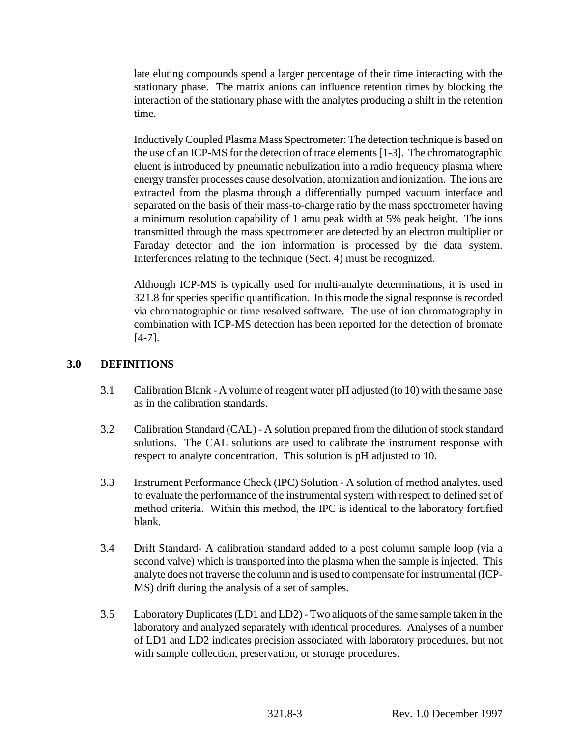late eluting compounds spend a larger percentage of their time interacting with the stationary phase. The matrix anions can influence retention times by blocking the interaction of the stationary phase with the analytes producing a shift in the retention time.

Inductively Coupled Plasma Mass Spectrometer: The detection technique is based on the use of an ICP-MS for the detection of trace elements [1-3]. The chromatographic eluent is introduced by pneumatic nebulization into a radio frequency plasma where energy transfer processes cause desolvation, atomization and ionization. The ions are extracted from the plasma through a differentially pumped vacuum interface and separated on the basis of their mass-to-charge ratio by the mass spectrometer having a minimum resolution capability of 1 amu peak width at 5% peak height. The ions transmitted through the mass spectrometer are detected by an electron multiplier or Faraday detector and the ion information is processed by the data system. Interferences relating to the technique (Sect. 4) must be recognized.

Although ICP-MS is typically used for multi-analyte determinations, it is used in 321.8 for species specific quantification. In this mode the signal response is recorded via chromatographic or time resolved software. The use of ion chromatography in combination with ICP-MS detection has been reported for the detection of bromate [4-7].

## 3.0 DEFINITIONS

3.1 Calibration Blank - A volume of reagent water pH adjusted (to 10) with the same base as in the calibration standards.

3.2 Calibration Standard (CAL) - A solution prepared from the dilution of stock standard solutions. The CAL solutions are used to calibrate the instrument response with respect to analyte concentration. This solution is pH adjusted to 10.

3.3 Instrument Performance Check (IPC) Solution - A solution of method analytes, used to evaluate the performance of the instrumental system with respect to defined set of method criteria. Within this method, the IPC is identical to the laboratory fortified blank.

3.4 Drift Standard- A calibration standard added to a post column sample loop (via a second valve) which is transported into the plasma when the sample is injected. This analyte does not traverse the column and is used to compensate for instrumental (ICP-MS) drift during the analysis of a set of samples.

3.5 Laboratory Duplicates (LD1 and LD2) - Two aliquots of the same sample taken in the laboratory and analyzed separately with identical procedures. Analyses of a number of LD1 and LD2 indicates precision associated with laboratory procedures, but not with sample collection, preservation, or storage procedures.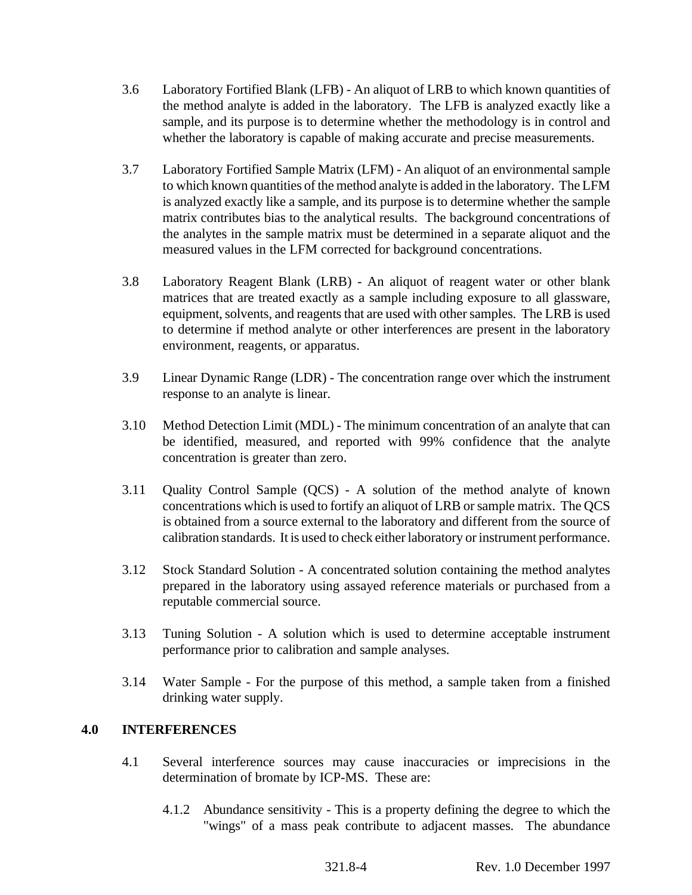3.6 Laboratory Fortified Blank (LFB) - An aliquot of LRB to which known quantities of the method analyte is added in the laboratory. The LFB is analyzed exactly like a sample, and its purpose is to determine whether the methodology is in control and whether the laboratory is capable of making accurate and precise measurements.

3.7 Laboratory Fortified Sample Matrix (LFM) - An aliquot of an environmental sample to which known quantities of the method analyte is added in the laboratory. The LFM is analyzed exactly like a sample, and its purpose is to determine whether the sample matrix contributes bias to the analytical results. The background concentrations of the analytes in the sample matrix must be determined in a separate aliquot and the measured values in the LFM corrected for background concentrations.

3.8 Laboratory Reagent Blank (LRB) - An aliquot of reagent water or other blank matrices that are treated exactly as a sample including exposure to all glassware, equipment, solvents, and reagents that are used with other samples. The LRB is used to determine if method analyte or other interferences are present in the laboratory environment, reagents, or apparatus.

3.9 Linear Dynamic Range (LDR) - The concentration range over which the instrument response to an analyte is linear.

3.10 Method Detection Limit (MDL) - The minimum concentration of an analyte that can be identified, measured, and reported with 99% confidence that the analyte concentration is greater than zero.

3.11 Quality Control Sample (QCS) - A solution of the method analyte of known concentrations which is used to fortify an aliquot of LRB or sample matrix. The QCS is obtained from a source external to the laboratory and different from the source of calibration standards. It is used to check either laboratory or instrument performance.

3.12 Stock Standard Solution - A concentrated solution containing the method analytes prepared in the laboratory using assayed reference materials or purchased from a reputable commercial source.

3.13 Tuning Solution - A solution which is used to determine acceptable instrument performance prior to calibration and sample analyses.

3.14 Water Sample - For the purpose of this method, a sample taken from a finished drinking water supply.

## 4.0 INTERFERENCES

4.1 Several interference sources may cause inaccuracies or imprecisions in the determination of bromate by ICP-MS. These are:

4.1.2 Abundance sensitivity - This is a property defining the degree to which the "wings" of a mass peak contribute to adjacent masses. The abundance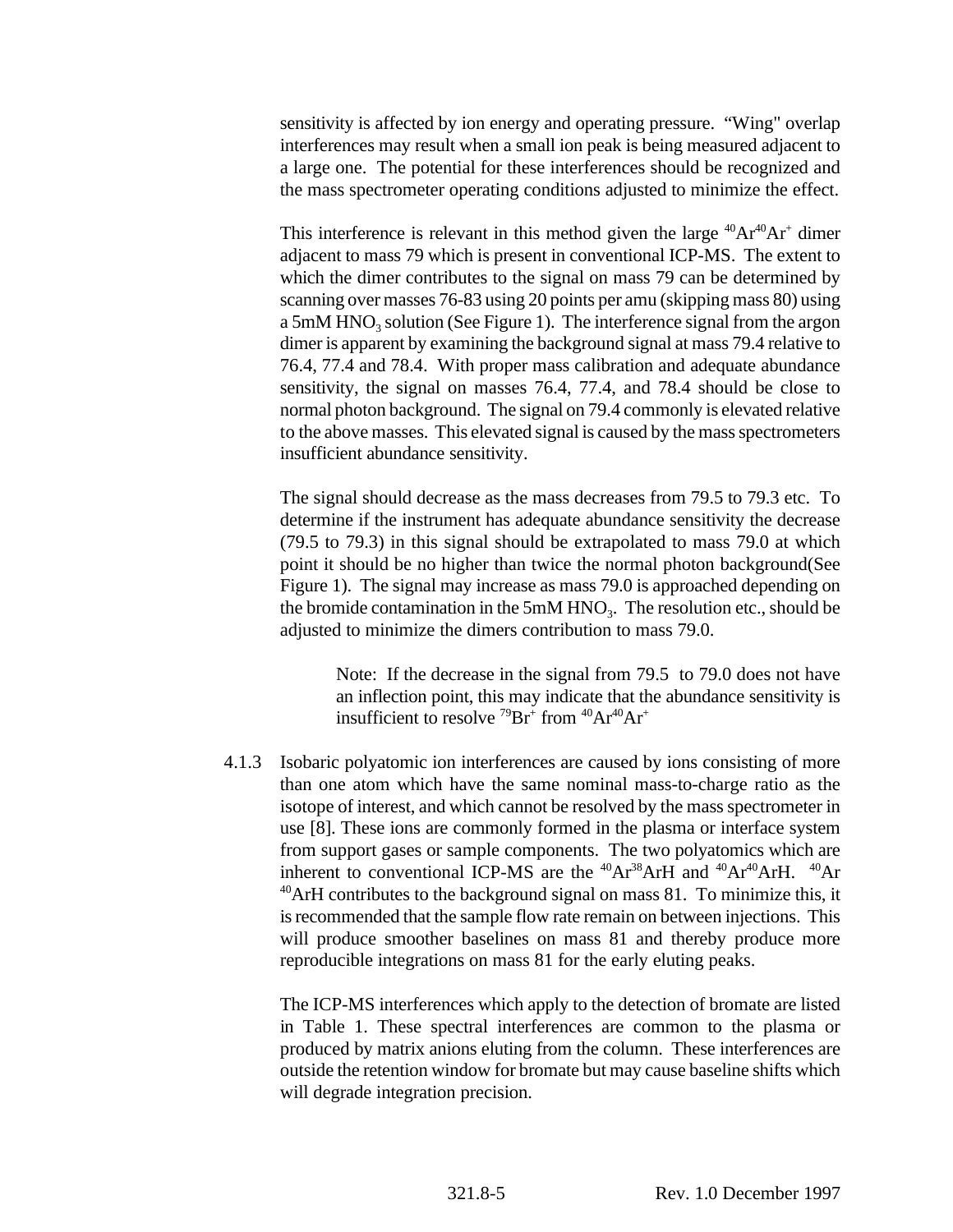sensitivity is affected by ion energy and operating pressure. "Wing" overlap interferences may result when a small ion peak is being measured adjacent to a large one. The potential for these interferences should be recognized and the mass spectrometer operating conditions adjusted to minimize the effect.

This interference is relevant in this method given the large $^{40}Ar^{40}Ar^{+}$ dimer adjacent to mass 79 which is present in conventional ICP-MS. The extent to which the dimer contributes to the signal on mass 79 can be determined by scanning over masses 76-83 using 20 points per amu (skipping mass 80) using a 5mM $HNO_3$ solution (See Figure 1). The interference signal from the argon dimer is apparent by examining the background signal at mass 79.4 relative to 76.4, 77.4 and 78.4. With proper mass calibration and adequate abundance sensitivity, the signal on masses 76.4, 77.4, and 78.4 should be close to normal photon background. The signal on 79.4 commonly is elevated relative to the above masses. This elevated signal is caused by the mass spectrometers insufficient abundance sensitivity.

The signal should decrease as the mass decreases from 79.5 to 79.3 etc. To determine if the instrument has adequate abundance sensitivity the decrease (79.5 to 79.3) in this signal should be extrapolated to mass 79.0 at which point it should be no higher than twice the normal photon background(See Figure 1). The signal may increase as mass 79.0 is approached depending on the bromide contamination in the 5mM $HNO_3$. The resolution etc., should be adjusted to minimize the dimers contribution to mass 79.0.

> Note: If the decrease in the signal from 79.5 to 79.0 does not have an inflection point, this may indicate that the abundance sensitivity is insufficient to resolve $^{79}Br^{+}$ from $^{40}Ar^{40}Ar^{+}$

4.1.3 Isobaric polyatomic ion interferences are caused by ions consisting of more than one atom which have the same nominal mass-to-charge ratio as the isotope of interest, and which cannot be resolved by the mass spectrometer in use [8]. These ions are commonly formed in the plasma or interface system from support gases or sample components. The two polyatomics which are inherent to conventional ICP-MS are the $^{40}Ar^{38}ArH$ and $^{40}Ar^{40}ArH$. $^{40}Ar^{40}ArH$ contributes to the background signal on mass 81. To minimize this, it is recommended that the sample flow rate remain on between injections. This will produce smoother baselines on mass 81 and thereby produce more reproducible integrations on mass 81 for the early eluting peaks.

The ICP-MS interferences which apply to the detection of bromate are listed in Table 1. These spectral interferences are common to the plasma or produced by matrix anions eluting from the column. These interferences are outside the retention window for bromate but may cause baseline shifts which will degrade integration precision.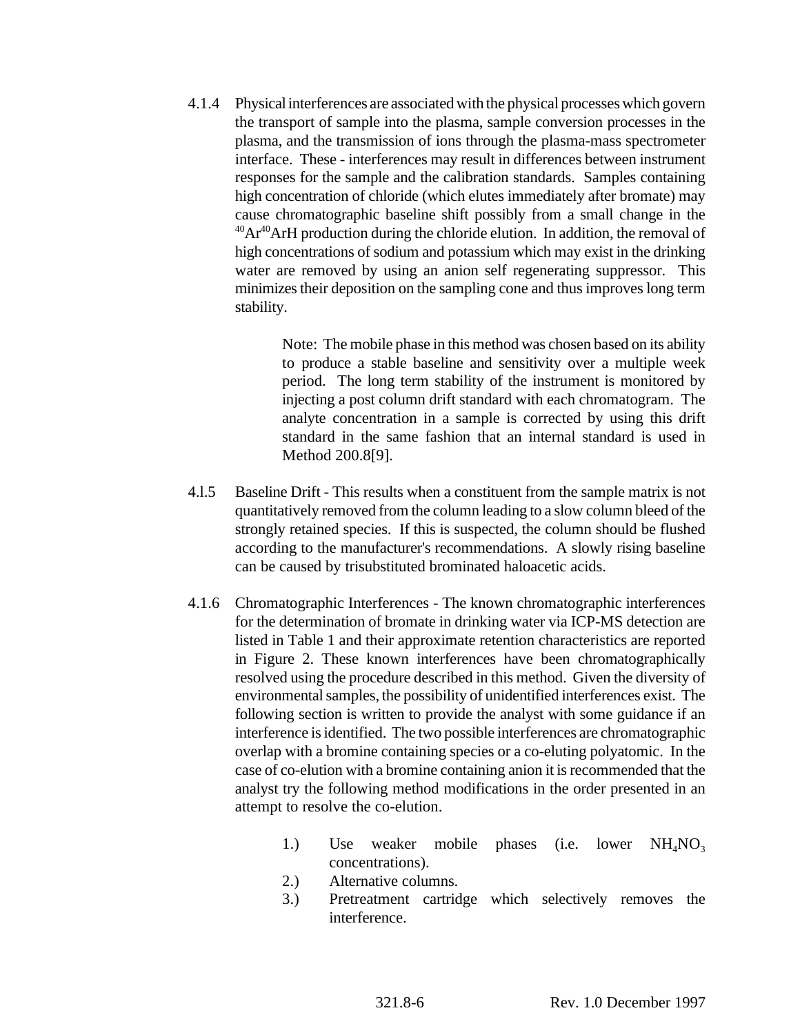4.1.4 Physical interferences are associated with the physical processes which govern the transport of sample into the plasma, sample conversion processes in the plasma, and the transmission of ions through the plasma-mass spectrometer interface. These - interferences may result in differences between instrument responses for the sample and the calibration standards. Samples containing high concentration of chloride (which elutes immediately after bromate) may cause chromatographic baseline shift possibly from a small change in the $^{40}Ar^{40}ArH$ production during the chloride elution. In addition, the removal of high concentrations of sodium and potassium which may exist in the drinking water are removed by using an anion self regenerating suppressor. This minimizes their deposition on the sampling cone and thus improves long term stability.

> Note: The mobile phase in this method was chosen based on its ability to produce a stable baseline and sensitivity over a multiple week period. The long term stability of the instrument is monitored by injecting a post column drift standard with each chromatogram. The analyte concentration in a sample is corrected by using this drift standard in the same fashion that an internal standard is used in Method 200.8[9].

4.l.5 Baseline Drift - This results when a constituent from the sample matrix is not quantitatively removed from the column leading to a slow column bleed of the strongly retained species. If this is suspected, the column should be flushed according to the manufacturer's recommendations. A slowly rising baseline can be caused by trisubstituted brominated haloacetic acids.

4.1.6 Chromatographic Interferences - The known chromatographic interferences for the determination of bromate in drinking water via ICP-MS detection are listed in Table 1 and their approximate retention characteristics are reported in Figure 2. These known interferences have been chromatographically resolved using the procedure described in this method. Given the diversity of environmental samples, the possibility of unidentified interferences exist. The following section is written to provide the analyst with some guidance if an interference is identified. The two possible interferences are chromatographic overlap with a bromine containing species or a co-eluting polyatomic. In the case of co-elution with a bromine containing anion it is recommended that the analyst try the following method modifications in the order presented in an attempt to resolve the co-elution.

1.) Use weaker mobile phases (i.e. lower $NH_4NO_3$ concentrations).
2.) Alternative columns.
3.) Pretreatment cartridge which selectively removes the interference.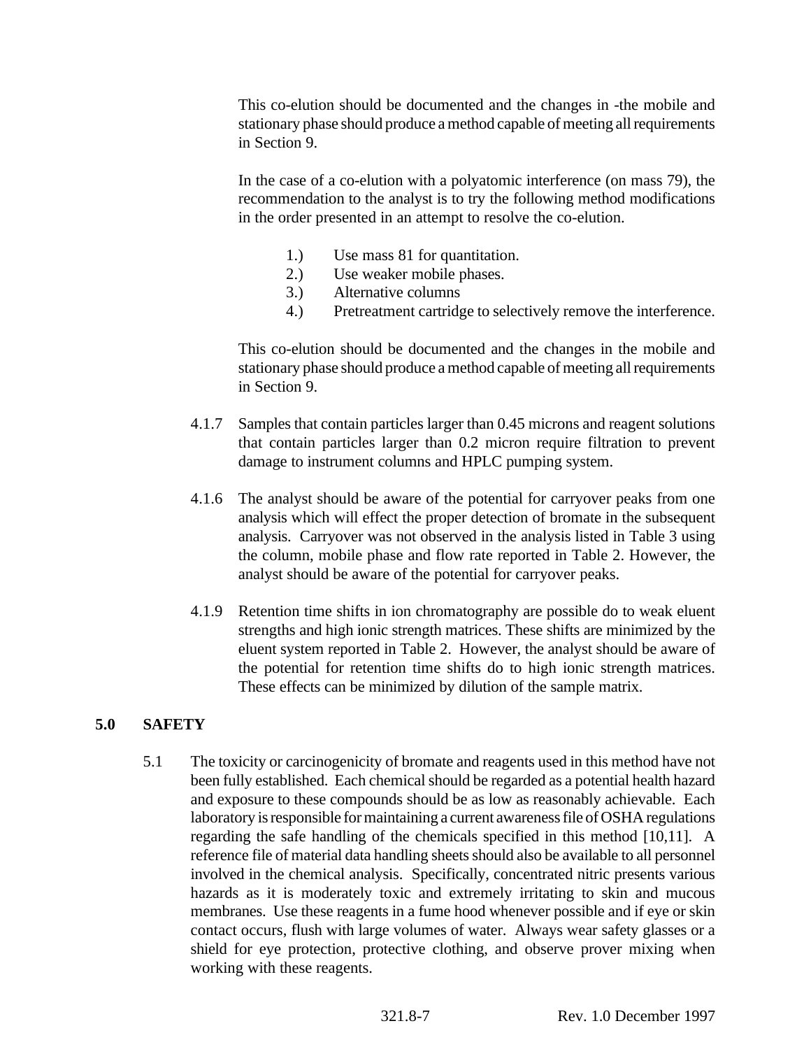This co-elution should be documented and the changes in -the mobile and stationary phase should produce a method capable of meeting all requirements in Section 9.

In the case of a co-elution with a polyatomic interference (on mass 79), the recommendation to the analyst is to try the following method modifications in the order presented in an attempt to resolve the co-elution.

1.) Use mass 81 for quantitation.
2.) Use weaker mobile phases.
3.) Alternative columns
4.) Pretreatment cartridge to selectively remove the interference.

This co-elution should be documented and the changes in the mobile and stationary phase should produce a method capable of meeting all requirements in Section 9.

4.1.7 Samples that contain particles larger than 0.45 microns and reagent solutions that contain particles larger than 0.2 micron require filtration to prevent damage to instrument columns and HPLC pumping system.

4.1.6 The analyst should be aware of the potential for carryover peaks from one analysis which will effect the proper detection of bromate in the subsequent analysis. Carryover was not observed in the analysis listed in Table 3 using the column, mobile phase and flow rate reported in Table 2. However, the analyst should be aware of the potential for carryover peaks.

4.1.9 Retention time shifts in ion chromatography are possible do to weak eluent strengths and high ionic strength matrices. These shifts are minimized by the eluent system reported in Table 2. However, the analyst should be aware of the potential for retention time shifts do to high ionic strength matrices. These effects can be minimized by dilution of the sample matrix.

## 5.0 SAFETY

5.1 The toxicity or carcinogenicity of bromate and reagents used in this method have not been fully established. Each chemical should be regarded as a potential health hazard and exposure to these compounds should be as low as reasonably achievable. Each laboratory is responsible for maintaining a current awareness file of OSHA regulations regarding the safe handling of the chemicals specified in this method [10,11]. A reference file of material data handling sheets should also be available to all personnel involved in the chemical analysis. Specifically, concentrated nitric presents various hazards as it is moderately toxic and extremely irritating to skin and mucous membranes. Use these reagents in a fume hood whenever possible and if eye or skin contact occurs, flush with large volumes of water. Always wear safety glasses or a shield for eye protection, protective clothing, and observe prover mixing when working with these reagents.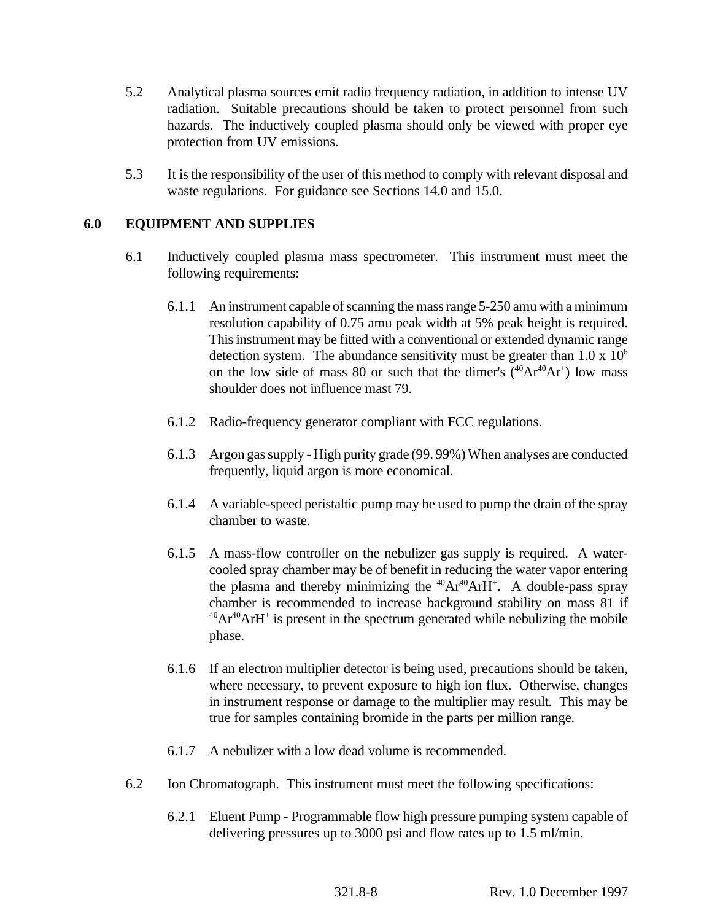5.2 Analytical plasma sources emit radio frequency radiation, in addition to intense UV radiation. Suitable precautions should be taken to protect personnel from such hazards. The inductively coupled plasma should only be viewed with proper eye protection from UV emissions.

5.3 It is the responsibility of the user of this method to comply with relevant disposal and waste regulations. For guidance see Sections 14.0 and 15.0.

## 6.0 EQUIPMENT AND SUPPLIES

6.1 Inductively coupled plasma mass spectrometer. This instrument must meet the following requirements:

6.1.1 An instrument capable of scanning the mass range 5-250 amu with a minimum resolution capability of 0.75 amu peak width at 5% peak height is required. This instrument may be fitted with a conventional or extended dynamic range detection system. The abundance sensitivity must be greater than 1.0 x $10^6$ on the low side of mass 80 or such that the dimer's ($^{40}Ar^{40}Ar^+$) low mass shoulder does not influence mast 79.

6.1.2 Radio-frequency generator compliant with FCC regulations.

6.1.3 Argon gas supply - High purity grade (99. 99%) When analyses are conducted frequently, liquid argon is more economical.

6.1.4 A variable-speed peristaltic pump may be used to pump the drain of the spray chamber to waste.

6.1.5 A mass-flow controller on the nebulizer gas supply is required. A water-cooled spray chamber may be of benefit in reducing the water vapor entering the plasma and thereby minimizing the $^{40}Ar^{40}ArH^+$. A double-pass spray chamber is recommended to increase background stability on mass 81 if $^{40}Ar^{40}ArH^+$ is present in the spectrum generated while nebulizing the mobile phase.

6.1.6 If an electron multiplier detector is being used, precautions should be taken, where necessary, to prevent exposure to high ion flux. Otherwise, changes in instrument response or damage to the multiplier may result. This may be true for samples containing bromide in the parts per million range.

6.1.7 A nebulizer with a low dead volume is recommended.

6.2 Ion Chromatograph. This instrument must meet the following specifications:

6.2.1 Eluent Pump - Programmable flow high pressure pumping system capable of delivering pressures up to 3000 psi and flow rates up to 1.5 ml/min.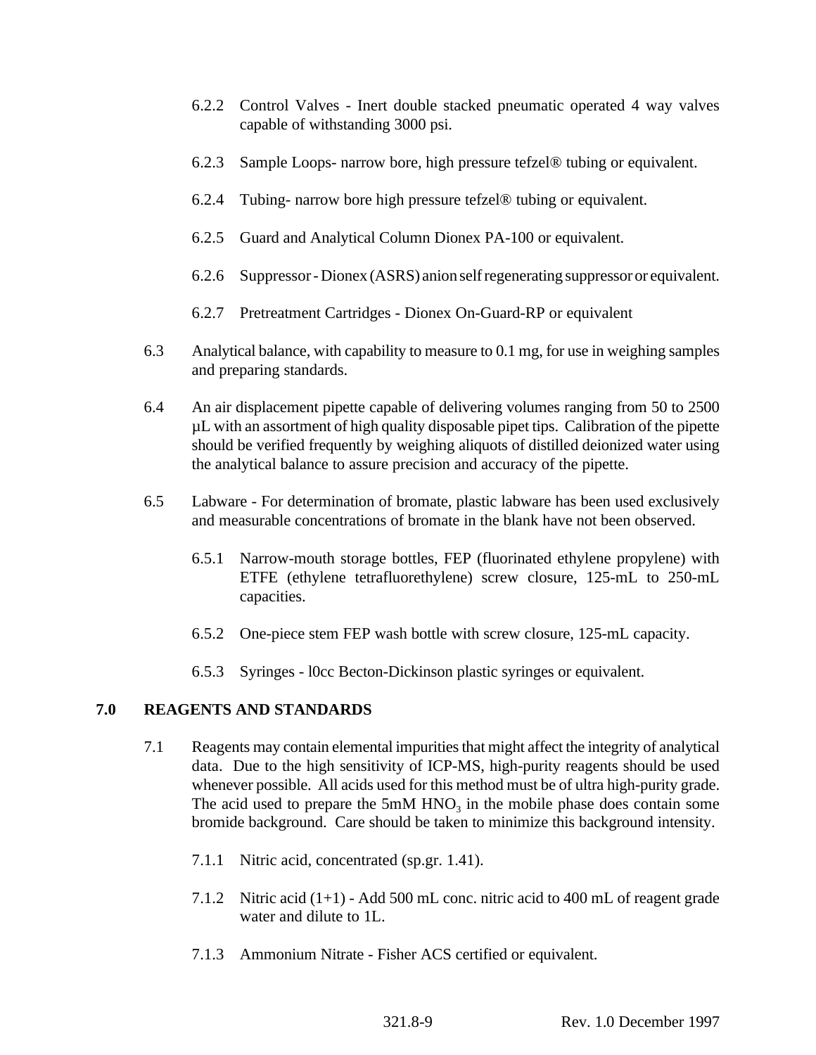6.2.2 Control Valves - Inert double stacked pneumatic operated 4 way valves capable of withstanding 3000 psi.

6.2.3 Sample Loops- narrow bore, high pressure tefzel® tubing or equivalent.

6.2.4 Tubing- narrow bore high pressure tefzel® tubing or equivalent.

6.2.5 Guard and Analytical Column Dionex PA-100 or equivalent.

6.2.6 Suppressor - Dionex (ASRS) anion self regenerating suppressor or equivalent.

6.2.7 Pretreatment Cartridges - Dionex On-Guard-RP or equivalent

6.3 Analytical balance, with capability to measure to 0.1 mg, for use in weighing samples and preparing standards.

6.4 An air displacement pipette capable of delivering volumes ranging from 50 to 2500 µL with an assortment of high quality disposable pipet tips. Calibration of the pipette should be verified frequently by weighing aliquots of distilled deionized water using the analytical balance to assure precision and accuracy of the pipette.

6.5 Labware - For determination of bromate, plastic labware has been used exclusively and measurable concentrations of bromate in the blank have not been observed.

6.5.1 Narrow-mouth storage bottles, FEP (fluorinated ethylene propylene) with ETFE (ethylene tetrafluorethylene) screw closure, 125-mL to 250-mL capacities.

6.5.2 One-piece stem FEP wash bottle with screw closure, 125-mL capacity.

6.5.3 Syringes - l0cc Becton-Dickinson plastic syringes or equivalent.

## 7.0 REAGENTS AND STANDARDS

7.1 Reagents may contain elemental impurities that might affect the integrity of analytical data. Due to the high sensitivity of ICP-MS, high-purity reagents should be used whenever possible. All acids used for this method must be of ultra high-purity grade. The acid used to prepare the 5mM $HNO_3$ in the mobile phase does contain some bromide background. Care should be taken to minimize this background intensity.

7.1.1 Nitric acid, concentrated (sp.gr. 1.41).

7.1.2 Nitric acid (1+1) - Add 500 mL conc. nitric acid to 400 mL of reagent grade water and dilute to 1L.

7.1.3 Ammonium Nitrate - Fisher ACS certified or equivalent.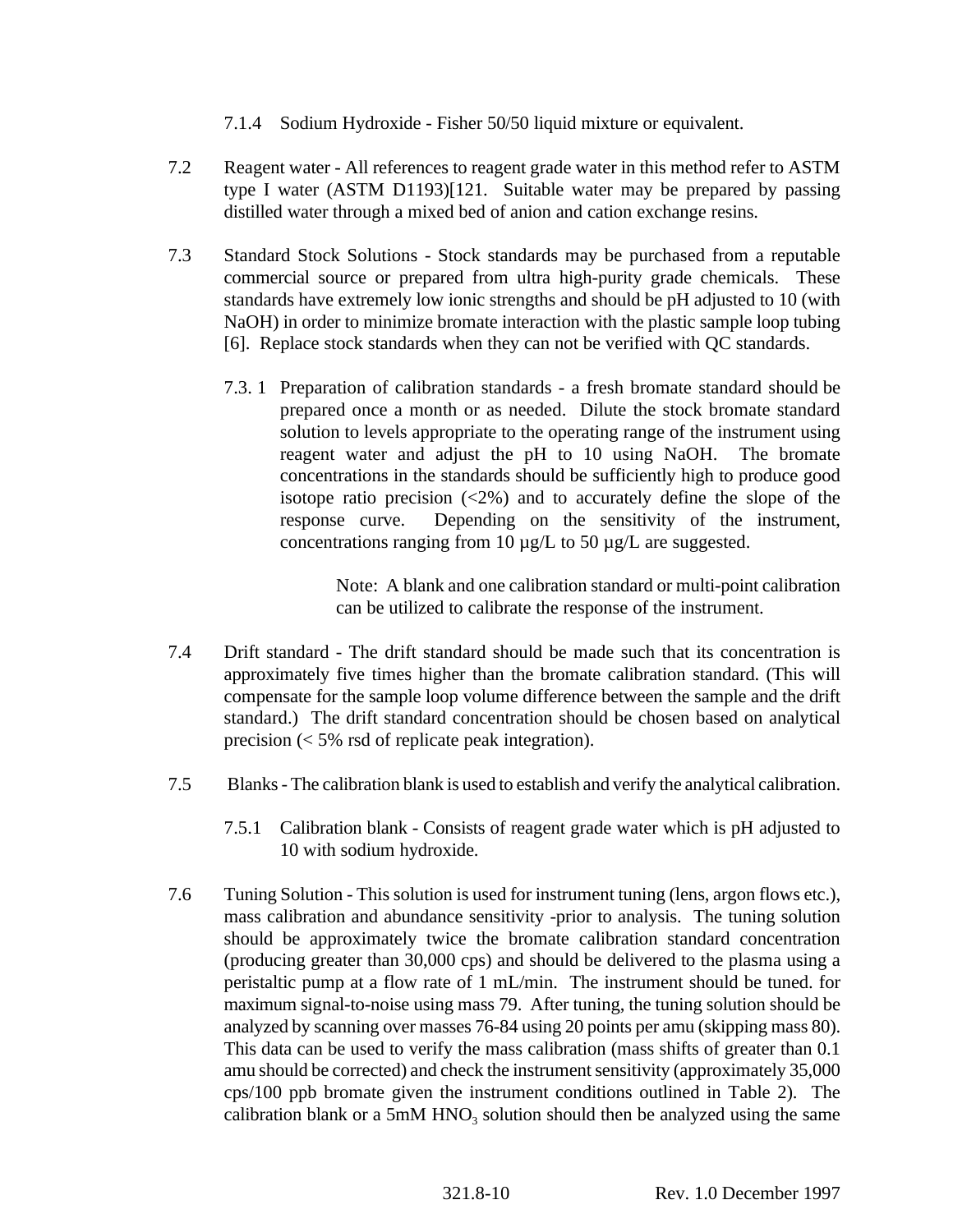7.1.4 Sodium Hydroxide - Fisher 50/50 liquid mixture or equivalent.

7.2 Reagent water - All references to reagent grade water in this method refer to ASTM type I water (ASTM D1193)[121. Suitable water may be prepared by passing distilled water through a mixed bed of anion and cation exchange resins.

7.3 Standard Stock Solutions - Stock standards may be purchased from a reputable commercial source or prepared from ultra high-purity grade chemicals. These standards have extremely low ionic strengths and should be pH adjusted to 10 (with NaOH) in order to minimize bromate interaction with the plastic sample loop tubing [6]. Replace stock standards when they can not be verified with QC standards.

7.3. 1 Preparation of calibration standards - a fresh bromate standard should be prepared once a month or as needed. Dilute the stock bromate standard solution to levels appropriate to the operating range of the instrument using reagent water and adjust the pH to 10 using NaOH. The bromate concentrations in the standards should be sufficiently high to produce good isotope ratio precision (<2%) and to accurately define the slope of the response curve. Depending on the sensitivity of the instrument, concentrations ranging from 10 µg/L to 50 µg/L are suggested.

Note: A blank and one calibration standard or multi-point calibration can be utilized to calibrate the response of the instrument.

7.4 Drift standard - The drift standard should be made such that its concentration is approximately five times higher than the bromate calibration standard. (This will compensate for the sample loop volume difference between the sample and the drift standard.) The drift standard concentration should be chosen based on analytical precision (< 5% rsd of replicate peak integration).

7.5 Blanks - The calibration blank is used to establish and verify the analytical calibration.

7.5.1 Calibration blank - Consists of reagent grade water which is pH adjusted to 10 with sodium hydroxide.

7.6 Tuning Solution - This solution is used for instrument tuning (lens, argon flows etc.), mass calibration and abundance sensitivity -prior to analysis. The tuning solution should be approximately twice the bromate calibration standard concentration (producing greater than 30,000 cps) and should be delivered to the plasma using a peristaltic pump at a flow rate of 1 mL/min. The instrument should be tuned. for maximum signal-to-noise using mass 79. After tuning, the tuning solution should be analyzed by scanning over masses 76-84 using 20 points per amu (skipping mass 80). This data can be used to verify the mass calibration (mass shifts of greater than 0.1 amu should be corrected) and check the instrument sensitivity (approximately 35,000 cps/100 ppb bromate given the instrument conditions outlined in Table 2). The calibration blank or a 5mM $HNO_3$ solution should then be analyzed using the same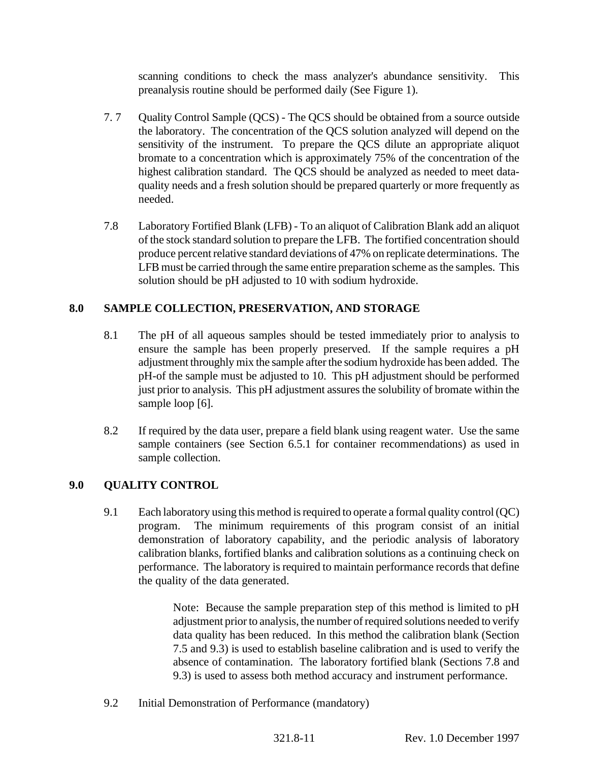scanning conditions to check the mass analyzer's abundance sensitivity. This preanalysis routine should be performed daily (See Figure 1).

7. 7 Quality Control Sample (QCS) - The QCS should be obtained from a source outside the laboratory. The concentration of the QCS solution analyzed will depend on the sensitivity of the instrument. To prepare the QCS dilute an appropriate aliquot bromate to a concentration which is approximately 75% of the concentration of the highest calibration standard. The QCS should be analyzed as needed to meet data-quality needs and a fresh solution should be prepared quarterly or more frequently as needed.

7.8 Laboratory Fortified Blank (LFB) - To an aliquot of Calibration Blank add an aliquot of the stock standard solution to prepare the LFB. The fortified concentration should produce percent relative standard deviations of 47% on replicate determinations. The LFB must be carried through the same entire preparation scheme as the samples. This solution should be pH adjusted to 10 with sodium hydroxide.

## 8.0 SAMPLE COLLECTION, PRESERVATION, AND STORAGE

8.1 The pH of all aqueous samples should be tested immediately prior to analysis to ensure the sample has been properly preserved. If the sample requires a pH adjustment throughly mix the sample after the sodium hydroxide has been added. The pH-of the sample must be adjusted to 10. This pH adjustment should be performed just prior to analysis. This pH adjustment assures the solubility of bromate within the sample loop [6].

8.2 If required by the data user, prepare a field blank using reagent water. Use the same sample containers (see Section 6.5.1 for container recommendations) as used in sample collection.

## 9.0 QUALITY CONTROL

9.1 Each laboratory using this method is required to operate a formal quality control (QC) program. The minimum requirements of this program consist of an initial demonstration of laboratory capability, and the periodic analysis of laboratory calibration blanks, fortified blanks and calibration solutions as a continuing check on performance. The laboratory is required to maintain performance records that define the quality of the data generated.

> Note: Because the sample preparation step of this method is limited to pH adjustment prior to analysis, the number of required solutions needed to verify data quality has been reduced. In this method the calibration blank (Section 7.5 and 9.3) is used to establish baseline calibration and is used to verify the absence of contamination. The laboratory fortified blank (Sections 7.8 and 9.3) is used to assess both method accuracy and instrument performance.

9.2 Initial Demonstration of Performance (mandatory)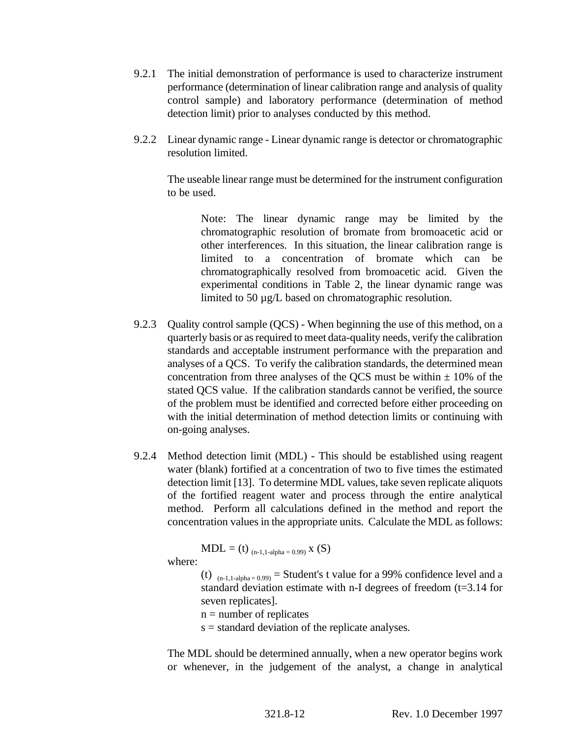9.2.1 The initial demonstration of performance is used to characterize instrument performance (determination of linear calibration range and analysis of quality control sample) and laboratory performance (determination of method detection limit) prior to analyses conducted by this method.

9.2.2 Linear dynamic range - Linear dynamic range is detector or chromatographic resolution limited.

The useable linear range must be determined for the instrument configuration to be used.

> Note: The linear dynamic range may be limited by the chromatographic resolution of bromate from bromoacetic acid or other interferences. In this situation, the linear calibration range is limited to a concentration of bromate which can be chromatographically resolved from bromoacetic acid. Given the experimental conditions in Table 2, the linear dynamic range was limited to 50 µg/L based on chromatographic resolution.

9.2.3 Quality control sample (QCS) - When beginning the use of this method, on a quarterly basis or as required to meet data-quality needs, verify the calibration standards and acceptable instrument performance with the preparation and analyses of a QCS. To verify the calibration standards, the determined mean concentration from three analyses of the QCS must be within ± 10% of the stated QCS value. If the calibration standards cannot be verified, the source of the problem must be identified and corrected before either proceeding on with the initial determination of method detection limits or continuing with on-going analyses.

9.2.4 Method detection limit (MDL) - This should be established using reagent water (blank) fortified at a concentration of two to five times the estimated detection limit [13]. To determine MDL values, take seven replicate aliquots of the fortified reagent water and process through the entire analytical method. Perform all calculations defined in the method and report the concentration values in the appropriate units. Calculate the MDL as follows:

$$MDL = (t)_{(n-1,1-alpha = 0.99)} \times (S)$$

where:

$(t)_{(n-1,1-alpha = 0.99)}$ = Student's t value for a 99% confidence level and a standard deviation estimate with n-I degrees of freedom (t=3.14 for seven replicates].

n = number of replicates

s = standard deviation of the replicate analyses.

The MDL should be determined annually, when a new operator begins work or whenever, in the judgement of the analyst, a change in analytical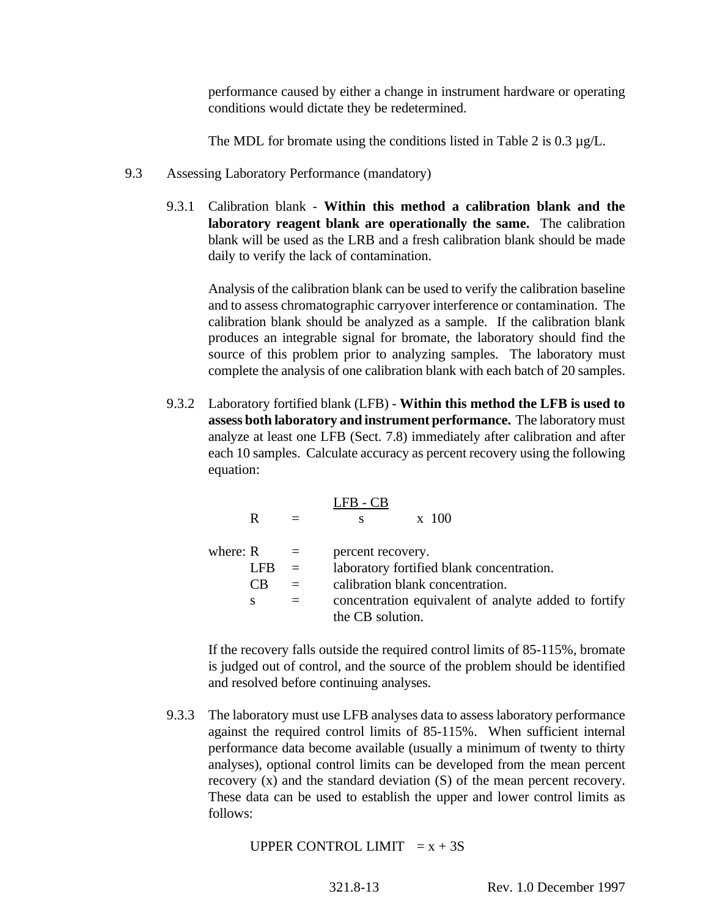performance caused by either a change in instrument hardware or operating conditions would dictate they be redetermined.

The MDL for bromate using the conditions listed in Table 2 is 0.3 µg/L.

9.3 Assessing Laboratory Performance (mandatory)

9.3.1 Calibration blank - **Within this method a calibration blank and the laboratory reagent blank are operationally the same.** The calibration blank will be used as the LRB and a fresh calibration blank should be made daily to verify the lack of contamination.

Analysis of the calibration blank can be used to verify the calibration baseline and to assess chromatographic carryover interference or contamination. The calibration blank should be analyzed as a sample. If the calibration blank produces an integrable signal for bromate, the laboratory should find the source of this problem prior to analyzing samples. The laboratory must complete the analysis of one calibration blank with each batch of 20 samples.

9.3.2 Laboratory fortified blank (LFB) - **Within this method the LFB is used to assess both laboratory and instrument performance.** The laboratory must analyze at least one LFB (Sect. 7.8) immediately after calibration and after each 10 samples. Calculate accuracy as percent recovery using the following equation:

$$R = \frac{LFB - CB}{s} \times 100$$

where: R = percent recovery.
LFB = laboratory fortified blank concentration.
CB = calibration blank concentration.
s = concentration equivalent of analyte added to fortify the CB solution.

If the recovery falls outside the required control limits of 85-115%, bromate is judged out of control, and the source of the problem should be identified and resolved before continuing analyses.

9.3.3 The laboratory must use LFB analyses data to assess laboratory performance against the required control limits of 85-115%. When sufficient internal performance data become available (usually a minimum of twenty to thirty analyses), optional control limits can be developed from the mean percent recovery (x) and the standard deviation (S) of the mean percent recovery. These data can be used to establish the upper and lower control limits as follows:

UPPER CONTROL LIMIT $= x + 3S$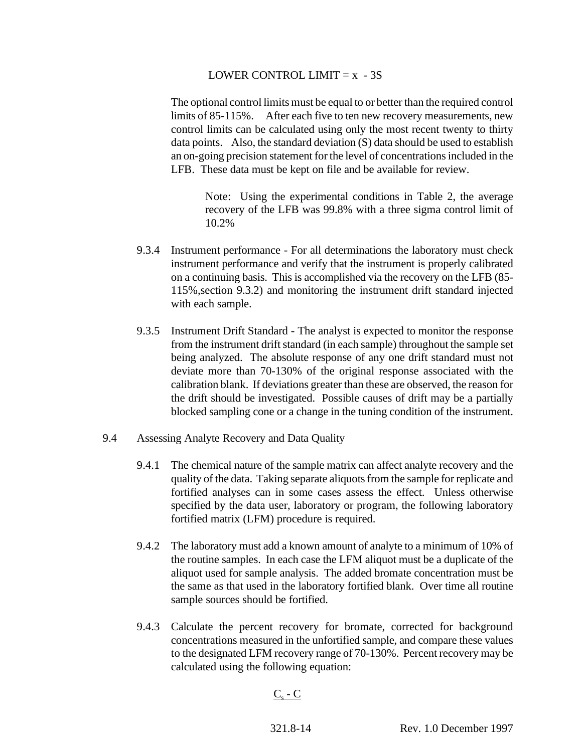LOWER CONTROL LIMIT = x - 3S

The optional control limits must be equal to or better than the required control limits of 85-115%. After each five to ten new recovery measurements, new control limits can be calculated using only the most recent twenty to thirty data points. Also, the standard deviation (S) data should be used to establish an on-going precision statement for the level of concentrations included in the LFB. These data must be kept on file and be available for review.

> Note: Using the experimental conditions in Table 2, the average recovery of the LFB was 99.8% with a three sigma control limit of 10.2%

9.3.4 Instrument performance - For all determinations the laboratory must check instrument performance and verify that the instrument is properly calibrated on a continuing basis. This is accomplished via the recovery on the LFB (85-115%,section 9.3.2) and monitoring the instrument drift standard injected with each sample.

9.3.5 Instrument Drift Standard - The analyst is expected to monitor the response from the instrument drift standard (in each sample) throughout the sample set being analyzed. The absolute response of any one drift standard must not deviate more than 70-130% of the original response associated with the calibration blank. If deviations greater than these are observed, the reason for the drift should be investigated. Possible causes of drift may be a partially blocked sampling cone or a change in the tuning condition of the instrument.

9.4 Assessing Analyte Recovery and Data Quality

9.4.1 The chemical nature of the sample matrix can affect analyte recovery and the quality of the data. Taking separate aliquots from the sample for replicate and fortified analyses can in some cases assess the effect. Unless otherwise specified by the data user, laboratory or program, the following laboratory fortified matrix (LFM) procedure is required.

9.4.2 The laboratory must add a known amount of analyte to a minimum of 10% of the routine samples. In each case the LFM aliquot must be a duplicate of the aliquot used for sample analysis. The added bromate concentration must be the same as that used in the laboratory fortified blank. Over time all routine sample sources should be fortified.

9.4.3 Calculate the percent recovery for bromate, corrected for background concentrations measured in the unfortified sample, and compare these values to the designated LFM recovery range of 70-130%. Percent recovery may be calculated using the following equation:

$$\underline{C_s - C}$$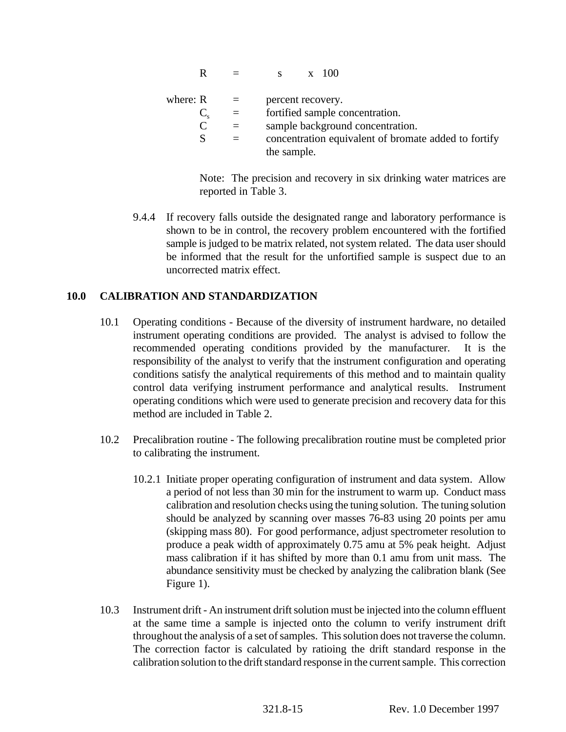$$R = \frac{C_s - C}{s} \times 100$$

where: R = percent recovery.
$C_s$ = fortified sample concentration.
C = sample background concentration.
S = concentration equivalent of bromate added to fortify the sample.

Note: The precision and recovery in six drinking water matrices are reported in Table 3.

9.4.4 If recovery falls outside the designated range and laboratory performance is shown to be in control, the recovery problem encountered with the fortified sample is judged to be matrix related, not system related. The data user should be informed that the result for the unfortified sample is suspect due to an uncorrected matrix effect.

## 10.0 CALIBRATION AND STANDARDIZATION

10.1 Operating conditions - Because of the diversity of instrument hardware, no detailed instrument operating conditions are provided. The analyst is advised to follow the recommended operating conditions provided by the manufacturer. It is the responsibility of the analyst to verify that the instrument configuration and operating conditions satisfy the analytical requirements of this method and to maintain quality control data verifying instrument performance and analytical results. Instrument operating conditions which were used to generate precision and recovery data for this method are included in Table 2.

10.2 Precalibration routine - The following precalibration routine must be completed prior to calibrating the instrument.

10.2.1 Initiate proper operating configuration of instrument and data system. Allow a period of not less than 30 min for the instrument to warm up. Conduct mass calibration and resolution checks using the tuning solution. The tuning solution should be analyzed by scanning over masses 76-83 using 20 points per amu (skipping mass 80). For good performance, adjust spectrometer resolution to produce a peak width of approximately 0.75 amu at 5% peak height. Adjust mass calibration if it has shifted by more than 0.1 amu from unit mass. The abundance sensitivity must be checked by analyzing the calibration blank (See Figure 1).

10.3 Instrument drift - An instrument drift solution must be injected into the column effluent at the same time a sample is injected onto the column to verify instrument drift throughout the analysis of a set of samples. This solution does not traverse the column. The correction factor is calculated by ratioing the drift standard response in the calibration solution to the drift standard response in the current sample. This correction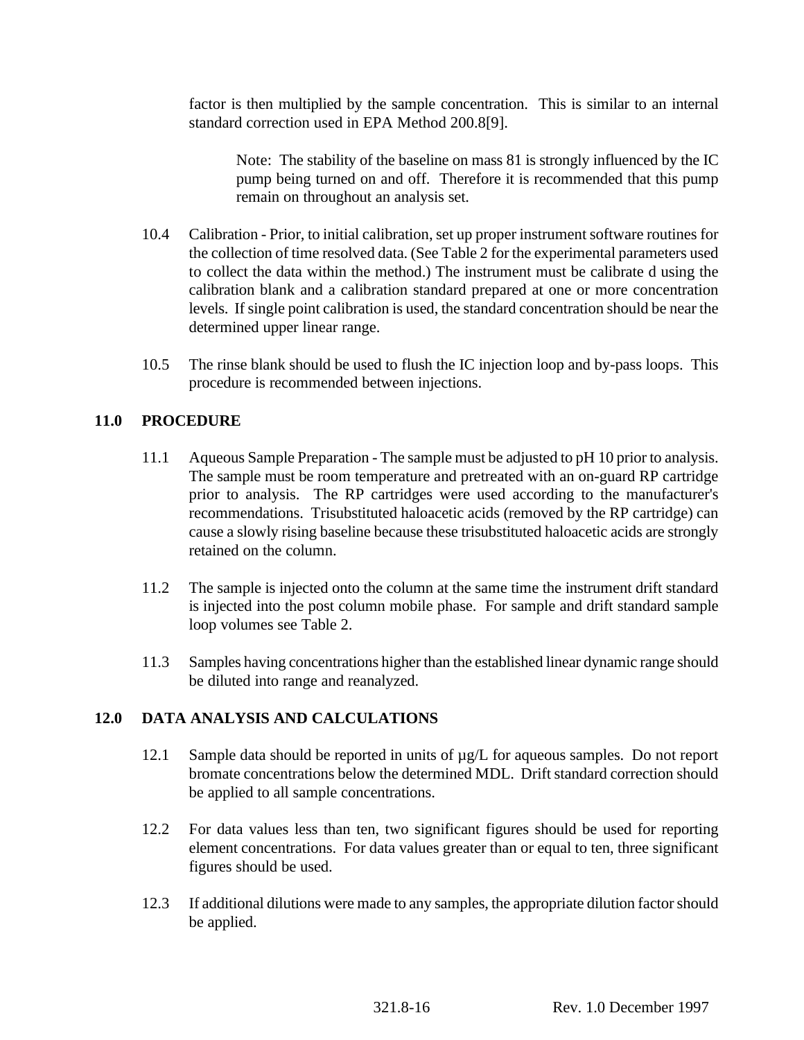factor is then multiplied by the sample concentration. This is similar to an internal standard correction used in EPA Method 200.8[9].

> Note: The stability of the baseline on mass 81 is strongly influenced by the IC pump being turned on and off. Therefore it is recommended that this pump remain on throughout an analysis set.

10.4 Calibration - Prior, to initial calibration, set up proper instrument software routines for the collection of time resolved data. (See Table 2 for the experimental parameters used to collect the data within the method.) The instrument must be calibrate d using the calibration blank and a calibration standard prepared at one or more concentration levels. If single point calibration is used, the standard concentration should be near the determined upper linear range.

10.5 The rinse blank should be used to flush the IC injection loop and by-pass loops. This procedure is recommended between injections.

## 11.0 PROCEDURE

11.1 Aqueous Sample Preparation - The sample must be adjusted to pH 10 prior to analysis. The sample must be room temperature and pretreated with an on-guard RP cartridge prior to analysis. The RP cartridges were used according to the manufacturer's recommendations. Trisubstituted haloacetic acids (removed by the RP cartridge) can cause a slowly rising baseline because these trisubstituted haloacetic acids are strongly retained on the column.

11.2 The sample is injected onto the column at the same time the instrument drift standard is injected into the post column mobile phase. For sample and drift standard sample loop volumes see Table 2.

11.3 Samples having concentrations higher than the established linear dynamic range should be diluted into range and reanalyzed.

## 12.0 DATA ANALYSIS AND CALCULATIONS

12.1 Sample data should be reported in units of µg/L for aqueous samples. Do not report bromate concentrations below the determined MDL. Drift standard correction should be applied to all sample concentrations.

12.2 For data values less than ten, two significant figures should be used for reporting element concentrations. For data values greater than or equal to ten, three significant figures should be used.

12.3 If additional dilutions were made to any samples, the appropriate dilution factor should be applied.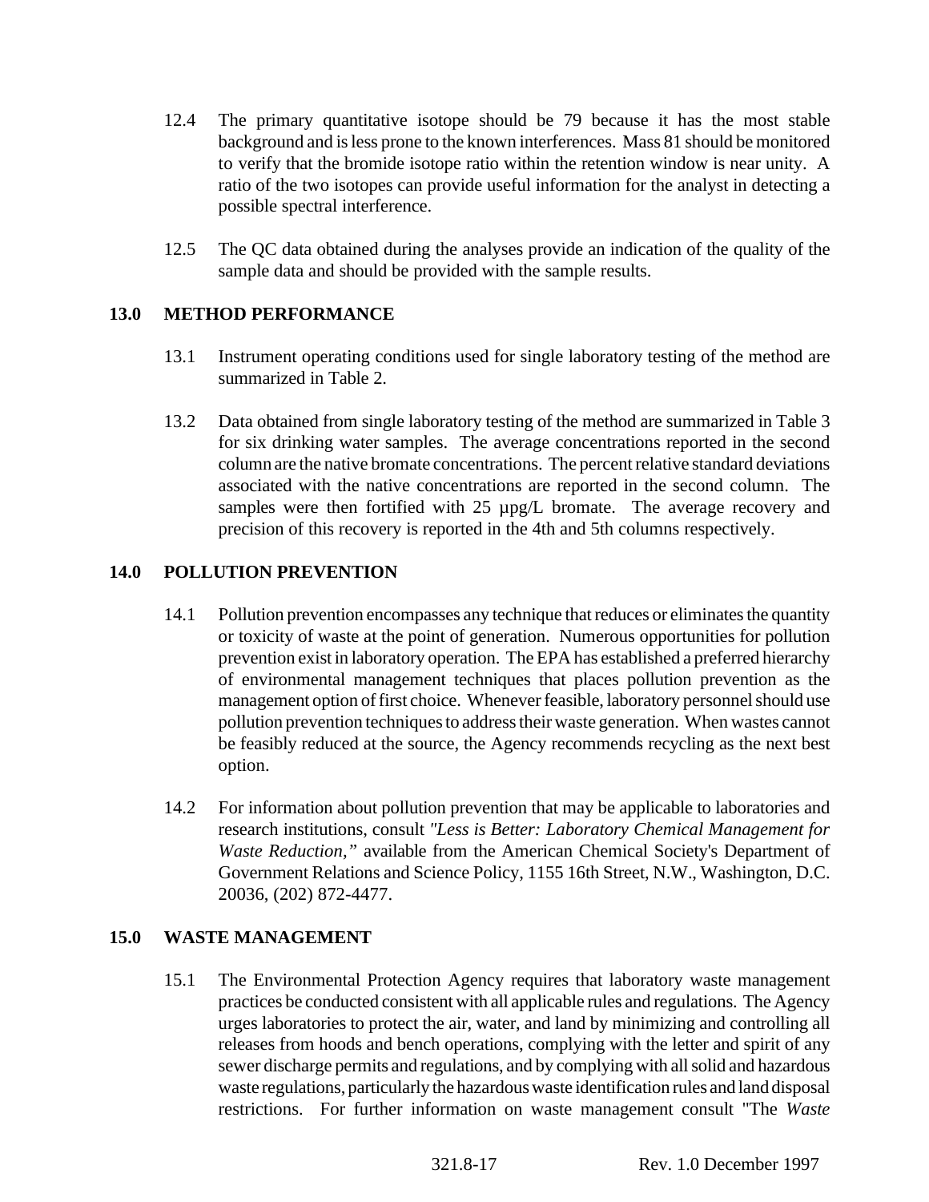12.4 The primary quantitative isotope should be 79 because it has the most stable background and is less prone to the known interferences. Mass 81 should be monitored to verify that the bromide isotope ratio within the retention window is near unity. A ratio of the two isotopes can provide useful information for the analyst in detecting a possible spectral interference.

12.5 The QC data obtained during the analyses provide an indication of the quality of the sample data and should be provided with the sample results.

## 13.0 METHOD PERFORMANCE

13.1 Instrument operating conditions used for single laboratory testing of the method are summarized in Table 2.

13.2 Data obtained from single laboratory testing of the method are summarized in Table 3 for six drinking water samples. The average concentrations reported in the second column are the native bromate concentrations. The percent relative standard deviations associated with the native concentrations are reported in the second column. The samples were then fortified with 25 µpg/L bromate. The average recovery and precision of this recovery is reported in the 4th and 5th columns respectively.

## 14.0 POLLUTION PREVENTION

14.1 Pollution prevention encompasses any technique that reduces or eliminates the quantity or toxicity of waste at the point of generation. Numerous opportunities for pollution prevention exist in laboratory operation. The EPA has established a preferred hierarchy of environmental management techniques that places pollution prevention as the management option of first choice. Whenever feasible, laboratory personnel should use pollution prevention techniques to address their waste generation. When wastes cannot be feasibly reduced at the source, the Agency recommends recycling as the next best option.

14.2 For information about pollution prevention that may be applicable to laboratories and research institutions, consult *"Less is Better: Laboratory Chemical Management for Waste Reduction,"* available from the American Chemical Society's Department of Government Relations and Science Policy, 1155 16th Street, N.W., Washington, D.C. 20036, (202) 872-4477.

## 15.0 WASTE MANAGEMENT

15.1 The Environmental Protection Agency requires that laboratory waste management practices be conducted consistent with all applicable rules and regulations. The Agency urges laboratories to protect the air, water, and land by minimizing and controlling all releases from hoods and bench operations, complying with the letter and spirit of any sewer discharge permits and regulations, and by complying with all solid and hazardous waste regulations, particularly the hazardous waste identification rules and land disposal restrictions. For further information on waste management consult "The *Waste*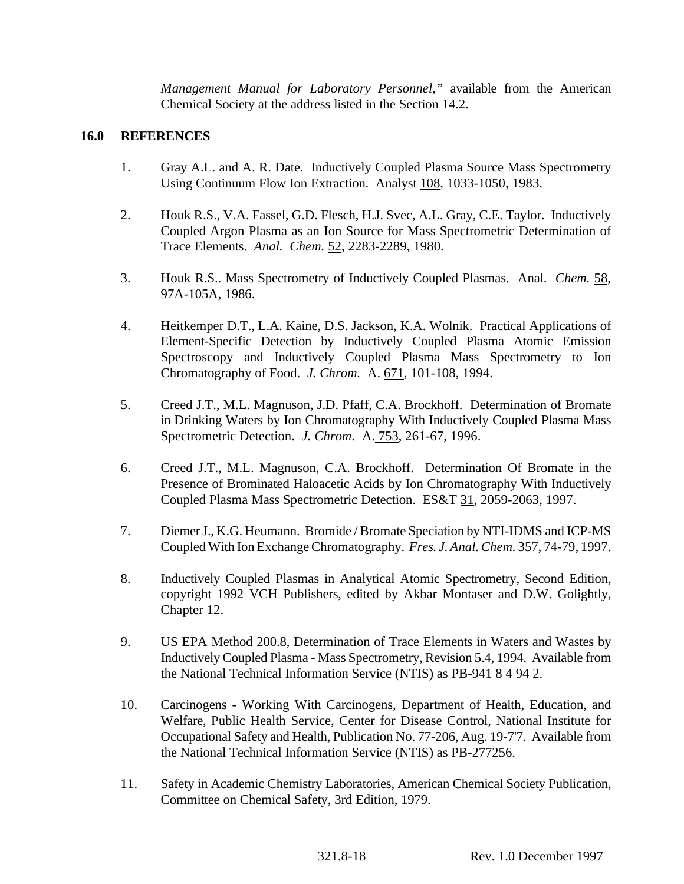*Management Manual for Laboratory Personnel,"* available from the American Chemical Society at the address listed in the Section 14.2.

## 16.0 REFERENCES

1. Gray A.L. and A. R. Date. Inductively Coupled Plasma Source Mass Spectrometry Using Continuum Flow Ion Extraction. Analyst 108, 1033-1050, 1983.

2. Houk R.S., V.A. Fassel, G.D. Flesch, H.J. Svec, A.L. Gray, C.E. Taylor. Inductively Coupled Argon Plasma as an Ion Source for Mass Spectrometric Determination of Trace Elements. *Anal. Chem.* 52, 2283-2289, 1980.

3. Houk R.S.. Mass Spectrometry of Inductively Coupled Plasmas. Anal. *Chem.* 58, 97A-105A, 1986.

4. Heitkemper D.T., L.A. Kaine, D.S. Jackson, K.A. Wolnik. Practical Applications of Element-Specific Detection by Inductively Coupled Plasma Atomic Emission Spectroscopy and Inductively Coupled Plasma Mass Spectrometry to Ion Chromatography of Food. *J. Chrom.* A. 671, 101-108, 1994.

5. Creed J.T., M.L. Magnuson, J.D. Pfaff, C.A. Brockhoff. Determination of Bromate in Drinking Waters by Ion Chromatography With Inductively Coupled Plasma Mass Spectrometric Detection. *J. Chrom.* A. 753, 261-67, 1996.

6. Creed J.T., M.L. Magnuson, C.A. Brockhoff. Determination Of Bromate in the Presence of Brominated Haloacetic Acids by Ion Chromatography With Inductively Coupled Plasma Mass Spectrometric Detection. ES&T 31, 2059-2063, 1997.

7. Diemer J., K.G. Heumann. Bromide / Bromate Speciation by NTI-IDMS and ICP-MS Coupled With Ion Exchange Chromatography. *Fres. J. Anal. Chem.* 357, 74-79, 1997.

8. Inductively Coupled Plasmas in Analytical Atomic Spectrometry, Second Edition, copyright 1992 VCH Publishers, edited by Akbar Montaser and D.W. Golightly, Chapter 12.

9. US EPA Method 200.8, Determination of Trace Elements in Waters and Wastes by Inductively Coupled Plasma - Mass Spectrometry, Revision 5.4, 1994. Available from the National Technical Information Service (NTIS) as PB-941 8 4 94 2.

10. Carcinogens - Working With Carcinogens, Department of Health, Education, and Welfare, Public Health Service, Center for Disease Control, National Institute for Occupational Safety and Health, Publication No. 77-206, Aug. 19-7'7. Available from the National Technical Information Service (NTIS) as PB-277256.

11. Safety in Academic Chemistry Laboratories, American Chemical Society Publication, Committee on Chemical Safety, 3rd Edition, 1979.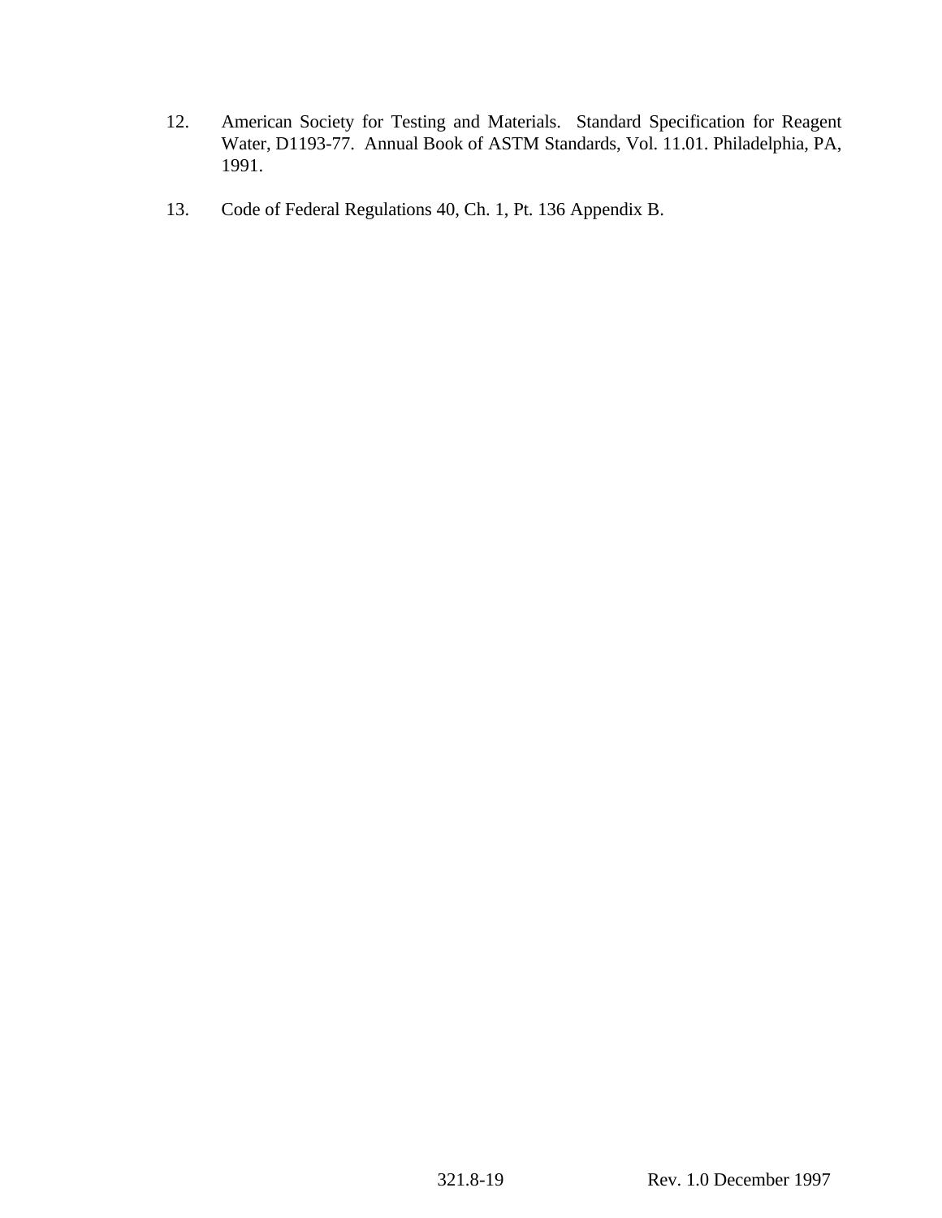12. American Society for Testing and Materials. Standard Specification for Reagent Water, D1193-77. Annual Book of ASTM Standards, Vol. 11.01. Philadelphia, PA, 1991.

13. Code of Federal Regulations 40, Ch. 1, Pt. 136 Appendix B.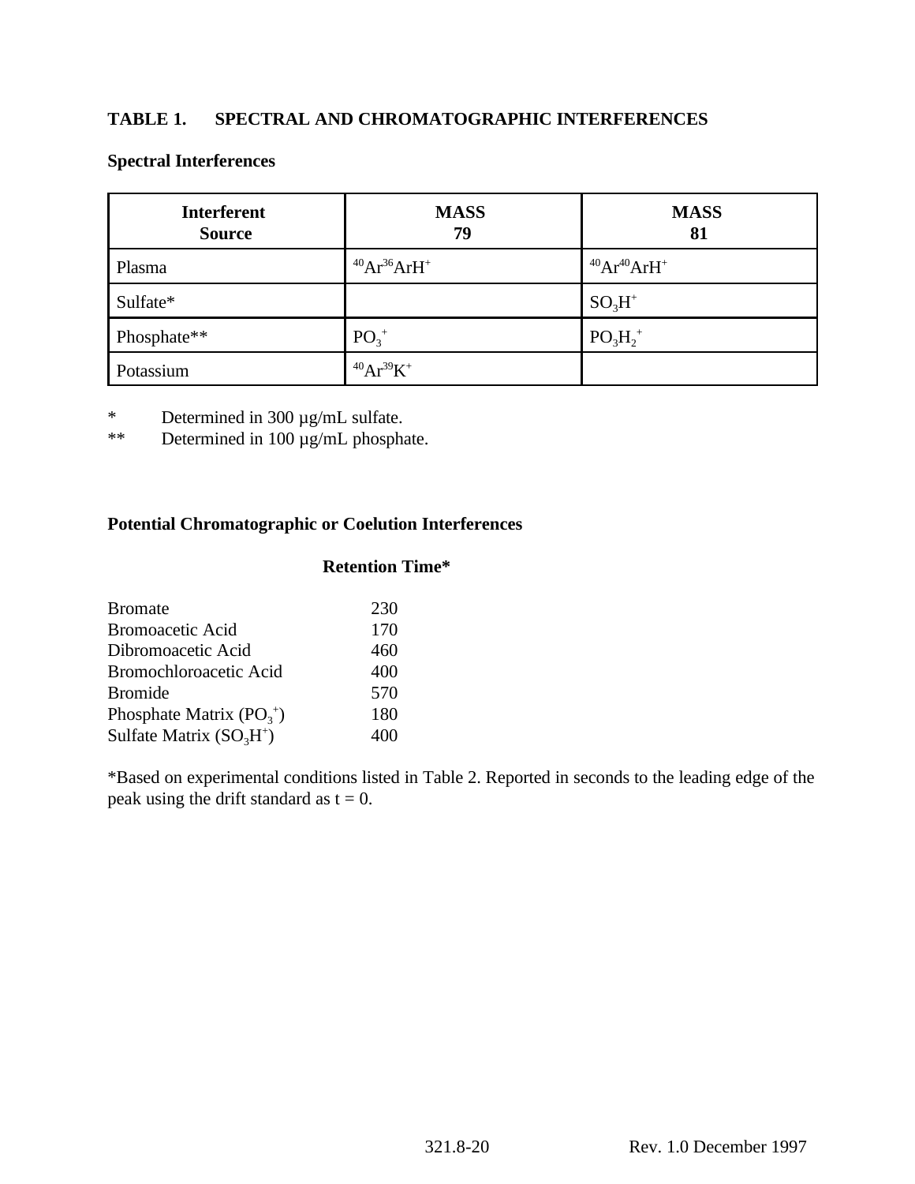## TABLE 1. SPECTRAL AND CHROMATOGRAPHIC INTERFERENCES

### Spectral Interferences

| Interferent Source | MASS 79 | MASS 81 |
|---|---|---|
| Plasma | $^{40}Ar^{36}ArH^+$ | $^{40}Ar^{40}ArH^+$ |
| Sulfate* | | $SO_3H^+$ |
| Phosphate** | $PO_3^+$ | $PO_3H_2^+$ |
| Potassium | $^{40}Ar^{39}K^+$ | |

\* Determined in 300 µg/mL sulfate.
\*\* Determined in 100 µg/mL phosphate.

### Potential Chromatographic or Coelution Interferences

| | Retention Time* |
|---|---|
| Bromate | 230 |
| Bromoacetic Acid | 170 |
| Dibromoacetic Acid | 460 |
| Bromochloroacetic Acid | 400 |
| Bromide | 570 |
| Phosphate Matrix ($PO_3^+$) | 180 |
| Sulfate Matrix ($SO_3H^+$) | 400 |

*Based on experimental conditions listed in Table 2. Reported in seconds to the leading edge of the peak using the drift standard as t = 0.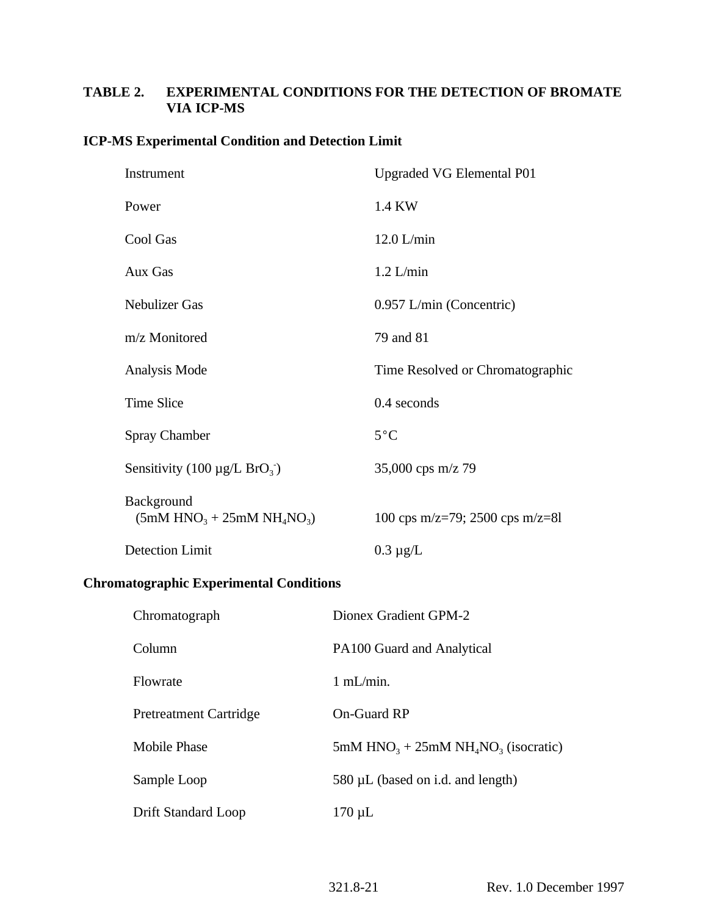## TABLE 2. EXPERIMENTAL CONDITIONS FOR THE DETECTION OF BROMATE VIA ICP-MS

### ICP-MS Experimental Condition and Detection Limit

| | |
|---|---|
| Instrument | Upgraded VG Elemental P01 |
| Power | 1.4 KW |
| Cool Gas | 12.0 L/min |
| Aux Gas | 1.2 L/min |
| Nebulizer Gas | 0.957 L/min (Concentric) |
| m/z Monitored | 79 and 81 |
| Analysis Mode | Time Resolved or Chromatographic |
| Time Slice | 0.4 seconds |
| Spray Chamber | 5°C |
| Sensitivity (100 µg/L $BrO_3^-$) | 35,000 cps m/z 79 |
| Background ($5mM\ HNO_3 + 25mM\ NH_4NO_3$) | 100 cps m/z=79; 2500 cps m/z=8l |
| Detection Limit | 0.3 µg/L |

### Chromatographic Experimental Conditions

| | |
|---|---|
| Chromatograph | Dionex Gradient GPM-2 |
| Column | PA100 Guard and Analytical |
| Flowrate | 1 mL/min. |
| Pretreatment Cartridge | On-Guard RP |
| Mobile Phase | $5mM\ HNO_3 + 25mM\ NH_4NO_3$ (isocratic) |
| Sample Loop | 580 µL (based on i.d. and length) |
| Drift Standard Loop | 170 µL |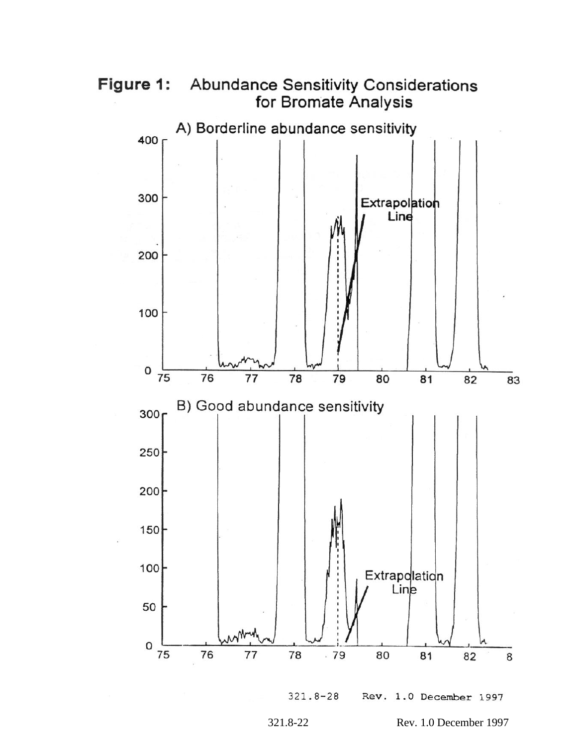**Figure 1: Abundance Sensitivity Considerations for Bromate Analysis**

A) Borderline abundance sensitivity

B) Good abundance sensitivity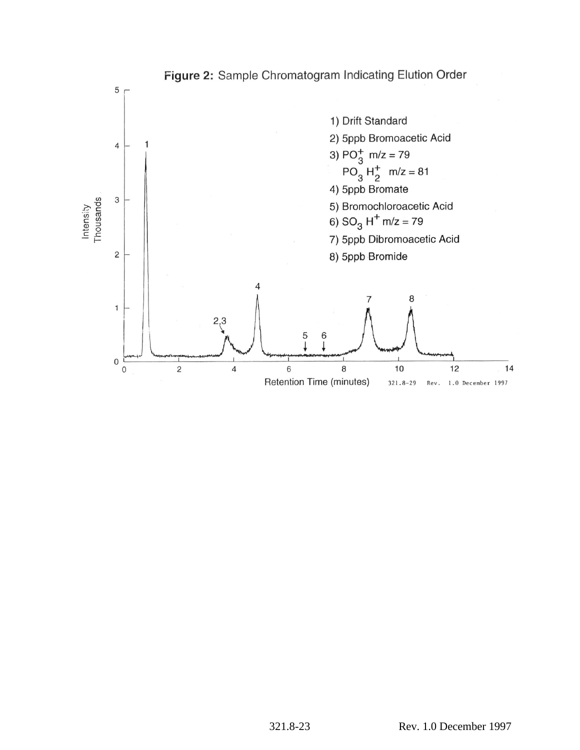**Figure 2:** Sample Chromatogram Indicating Elution Order

1) Drift Standard
2) 5ppb Bromoacetic Acid
3) $PO_3^+$ m/z = 79
   $PO_3H_2^+$ m/z = 81
4) 5ppb Bromate
5) Bromochloroacetic Acid
6) $SO_3H^+$ m/z = 79
7) 5ppb Dibromoacetic Acid
8) 5ppb Bromide

Intensity Thousands

Retention Time (minutes)

321.8-29 Rev. 1.0 December 1997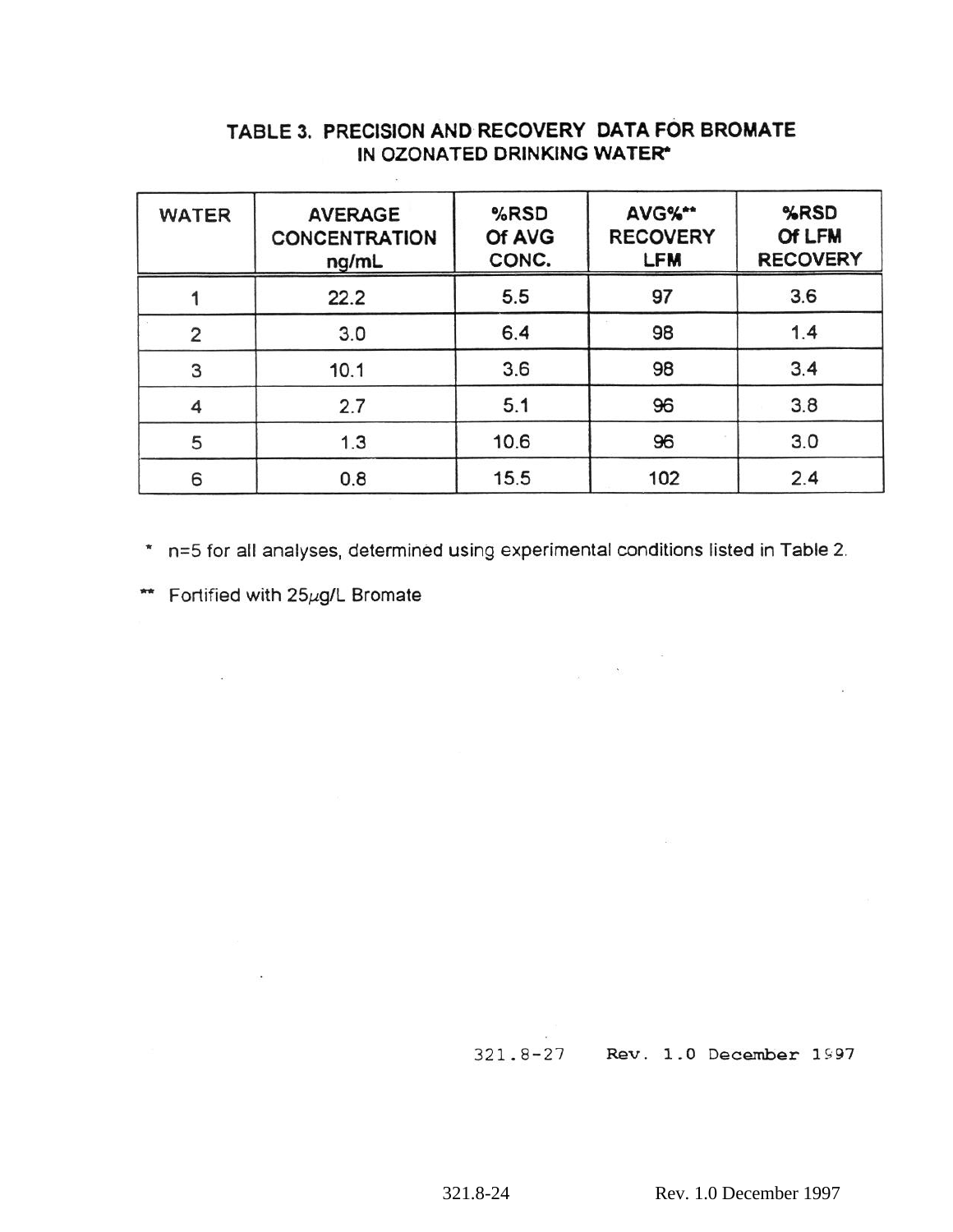## TABLE 3. PRECISION AND RECOVERY DATA FOR BROMATE IN OZONATED DRINKING WATER*

| WATER | AVERAGE CONCENTRATION ng/mL | %RSD Of AVG CONC. | AVG%** RECOVERY LFM | %RSD Of LFM RECOVERY |
|---|---|---|---|---|
| 1 | 22.2 | 5.5 | 97 | 3.6 |
| 2 | 3.0 | 6.4 | 98 | 1.4 |
| 3 | 10.1 | 3.6 | 98 | 3.4 |
| 4 | 2.7 | 5.1 | 96 | 3.8 |
| 5 | 1.3 | 10.6 | 96 | 3.0 |
| 6 | 0.8 | 15.5 | 102 | 2.4 |

\* n=5 for all analyses, determined using experimental conditions listed in Table 2.

\*\* Fortified with 25$\mu$g/L Bromate